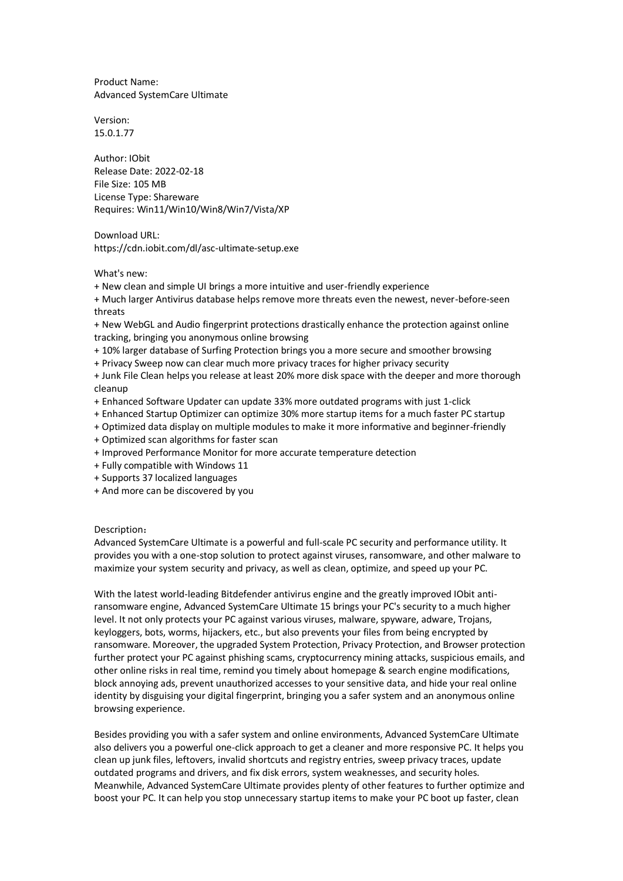Product Name:
Advanced SystemCare Ultimate

Version:
15.0.1.77

Author: IObit
Release Date: 2022-02-18
File Size: 105 MB
License Type: Shareware
Requires: Win11/Win10/Win8/Win7/Vista/XP

Download URL:
https://cdn.iobit.com/dl/asc-ultimate-setup.exe

What's new:
+ New clean and simple UI brings a more intuitive and user-friendly experience
+ Much larger Antivirus database helps remove more threats even the newest, never-before-seen threats
+ New WebGL and Audio fingerprint protections drastically enhance the protection against online tracking, bringing you anonymous online browsing
+ 10% larger database of Surfing Protection brings you a more secure and smoother browsing
+ Privacy Sweep now can clear much more privacy traces for higher privacy security
+ Junk File Clean helps you release at least 20% more disk space with the deeper and more thorough cleanup
+ Enhanced Software Updater can update 33% more outdated programs with just 1-click
+ Enhanced Startup Optimizer can optimize 30% more startup items for a much faster PC startup
+ Optimized data display on multiple modules to make it more informative and beginner-friendly
+ Optimized scan algorithms for faster scan
+ Improved Performance Monitor for more accurate temperature detection
+ Fully compatible with Windows 11
+ Supports 37 localized languages
+ And more can be discovered by you

Description：
Advanced SystemCare Ultimate is a powerful and full-scale PC security and performance utility. It provides you with a one-stop solution to protect against viruses, ransomware, and other malware to maximize your system security and privacy, as well as clean, optimize, and speed up your PC.

With the latest world-leading Bitdefender antivirus engine and the greatly improved IObit anti-ransomware engine, Advanced SystemCare Ultimate 15 brings your PC's security to a much higher level. It not only protects your PC against various viruses, malware, spyware, adware, Trojans, keyloggers, bots, worms, hijackers, etc., but also prevents your files from being encrypted by ransomware. Moreover, the upgraded System Protection, Privacy Protection, and Browser protection further protect your PC against phishing scams, cryptocurrency mining attacks, suspicious emails, and other online risks in real time, remind you timely about homepage & search engine modifications, block annoying ads, prevent unauthorized accesses to your sensitive data, and hide your real online identity by disguising your digital fingerprint, bringing you a safer system and an anonymous online browsing experience.

Besides providing you with a safer system and online environments, Advanced SystemCare Ultimate also delivers you a powerful one-click approach to get a cleaner and more responsive PC. It helps you clean up junk files, leftovers, invalid shortcuts and registry entries, sweep privacy traces, update outdated programs and drivers, and fix disk errors, system weaknesses, and security holes. Meanwhile, Advanced SystemCare Ultimate provides plenty of other features to further optimize and boost your PC. It can help you stop unnecessary startup items to make your PC boot up faster, clean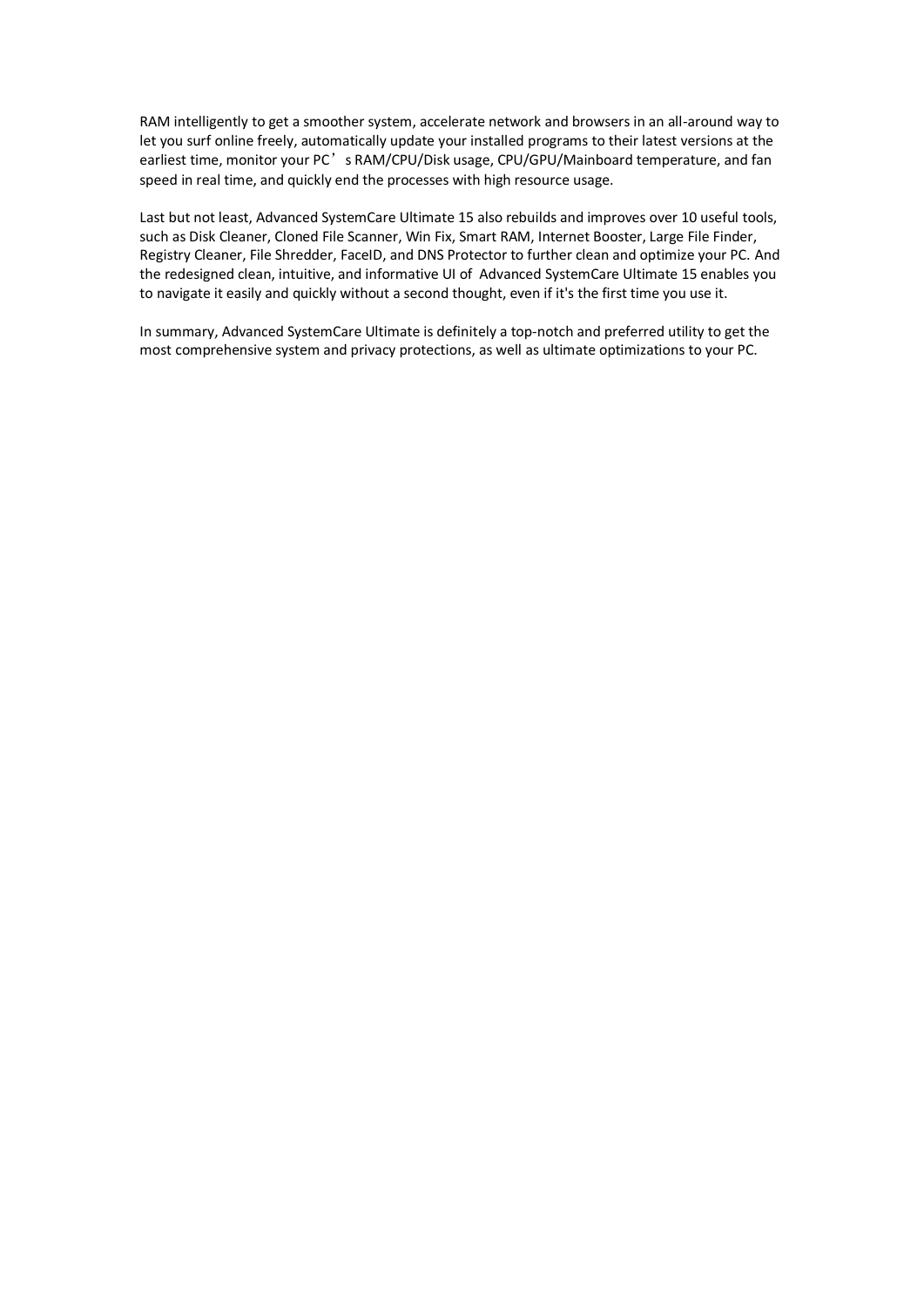RAM intelligently to get a smoother system, accelerate network and browsers in an all-around way to let you surf online freely, automatically update your installed programs to their latest versions at the earliest time, monitor your PC’s RAM/CPU/Disk usage, CPU/GPU/Mainboard temperature, and fan speed in real time, and quickly end the processes with high resource usage.

Last but not least, Advanced SystemCare Ultimate 15 also rebuilds and improves over 10 useful tools, such as Disk Cleaner, Cloned File Scanner, Win Fix, Smart RAM, Internet Booster, Large File Finder, Registry Cleaner, File Shredder, FaceID, and DNS Protector to further clean and optimize your PC. And the redesigned clean, intuitive, and informative UI of Advanced SystemCare Ultimate 15 enables you to navigate it easily and quickly without a second thought, even if it's the first time you use it.

In summary, Advanced SystemCare Ultimate is definitely a top-notch and preferred utility to get the most comprehensive system and privacy protections, as well as ultimate optimizations to your PC.